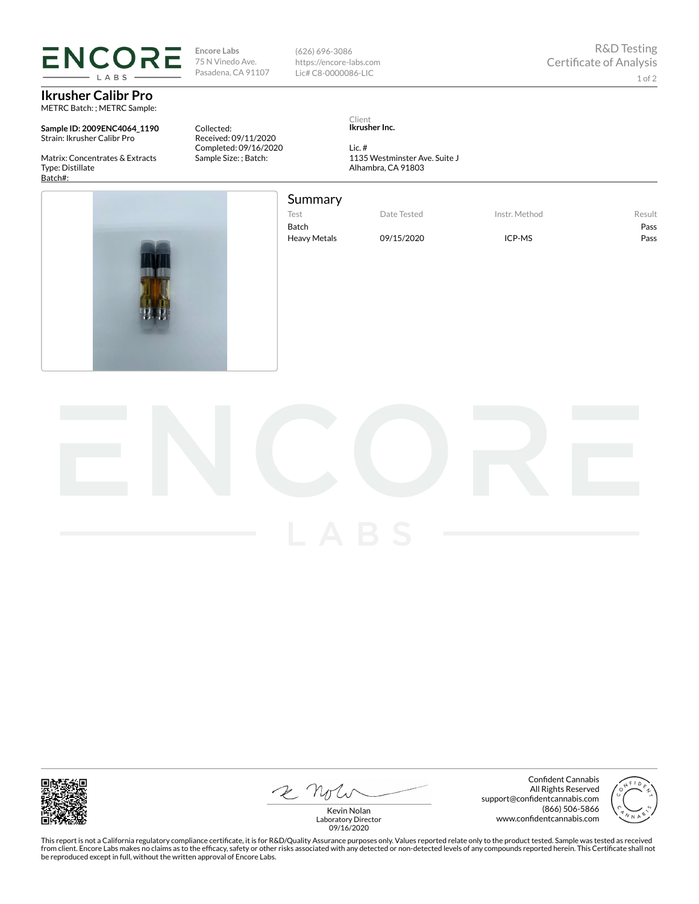# ENCORE LABS

Encore Labs
75 N Vinedo Ave.
Pasadena, CA 91107

(626) 696-3086
https://encore-labs.com
Lic# C8-0000086-LIC

R&D Testing
Certificate of Analysis

## Ikrusher Calibr Pro

METRC Batch: ; METRC Sample:

**Sample ID: 2009ENC4064_1190**
Strain: Ikrusher Calibr Pro

Matrix: Concentrates & Extracts
Type: Distillate
Batch#:

Collected:
Received: 09/11/2020
Completed: 09/16/2020
Sample Size: ; Batch:

Client
**Ikrusher Inc.**

Lic. #
1135 Westminster Ave. Suite J
Alhambra, CA 91803

## Summary

| Test | Date Tested | Instr. Method | Result |
|---|---|---|---|
| Batch | | | Pass |
| Heavy Metals | 09/15/2020 | ICP-MS | Pass |

Kevin Nolan
Laboratory Director
09/16/2020

Confident Cannabis
All Rights Reserved
support@confidentcannabis.com
(866) 506-5866
www.confidentcannabis.com

This report is not a California regulatory compliance certificate, it is for R&D/Quality Assurance purposes only. Values reported relate only to the product tested. Sample was tested as received from client. Encore Labs makes no claims as to the efficacy, safety or other risks associated with any detected or non-detected levels of any compounds reported herein. This Certificate shall not be reproduced except in full, without the written approval of Encore Labs.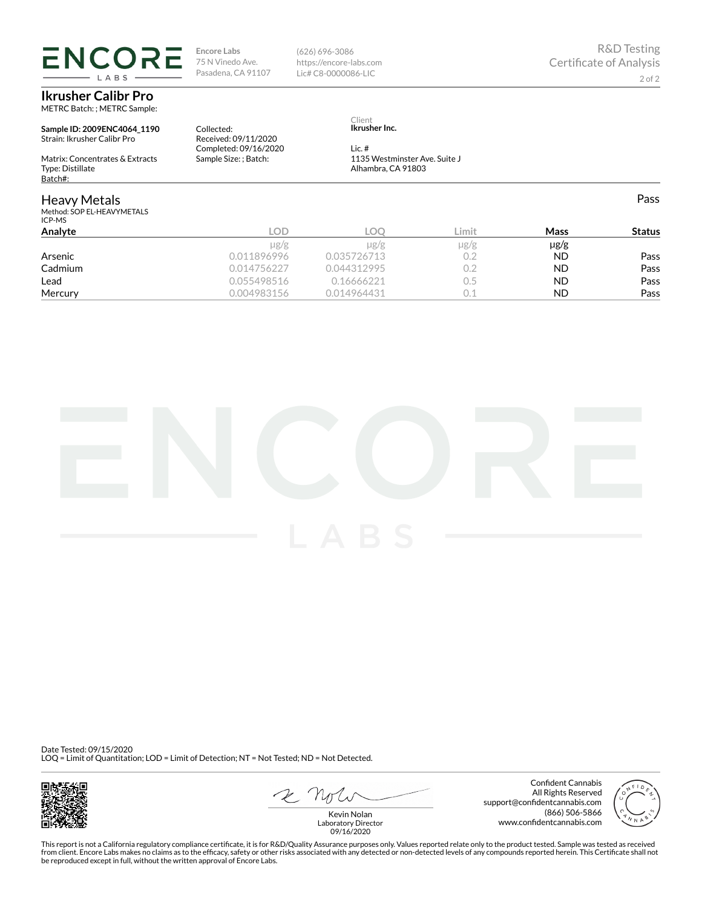**Encore Labs**
75 N Vinedo Ave.
Pasadena, CA 91107

(626) 696-3086
https://encore-labs.com
Lic# C8-0000086-LIC

R&D Testing
Certificate of Analysis

## Ikrusher Calibr Pro

METRC Batch: ; METRC Sample:

**Sample ID: 2009ENC4064_1190**
Strain: Ikrusher Calibr Pro

Matrix: Concentrates & Extracts
Type: Distillate
Batch#:

Collected:
Received: 09/11/2020
Completed: 09/16/2020
Sample Size: ; Batch:

Client
**Ikrusher Inc.**

Lic. #
1135 Westminster Ave. Suite J
Alhambra, CA 91803

## Heavy Metals

Pass

Method: SOP EL-HEAVYMETALS
ICP-MS

| Analyte | LOD | LOQ | Limit | Mass | Status |
|---|---|---|---|---|---|
| | μg/g | μg/g | μg/g | μg/g | |
| Arsenic | 0.011896996 | 0.035726713 | 0.2 | ND | Pass |
| Cadmium | 0.014756227 | 0.044312995 | 0.2 | ND | Pass |
| Lead | 0.055498516 | 0.16666221 | 0.5 | ND | Pass |
| Mercury | 0.004983156 | 0.014964431 | 0.1 | ND | Pass |

Date Tested: 09/15/2020
LOQ = Limit of Quantitation; LOD = Limit of Detection; NT = Not Tested; ND = Not Detected.

Kevin Nolan
Laboratory Director
09/16/2020

Confident Cannabis
All Rights Reserved
support@confidentcannabis.com
(866) 506-5866
www.confidentcannabis.com

This report is not a California regulatory compliance certificate, it is for R&D/Quality Assurance purposes only. Values reported relate only to the product tested. Sample was tested as received from client. Encore Labs makes no claims as to the efficacy, safety or other risks associated with any detected or non-detected levels of any compounds reported herein. This Certificate shall not be reproduced except in full, without the written approval of Encore Labs.